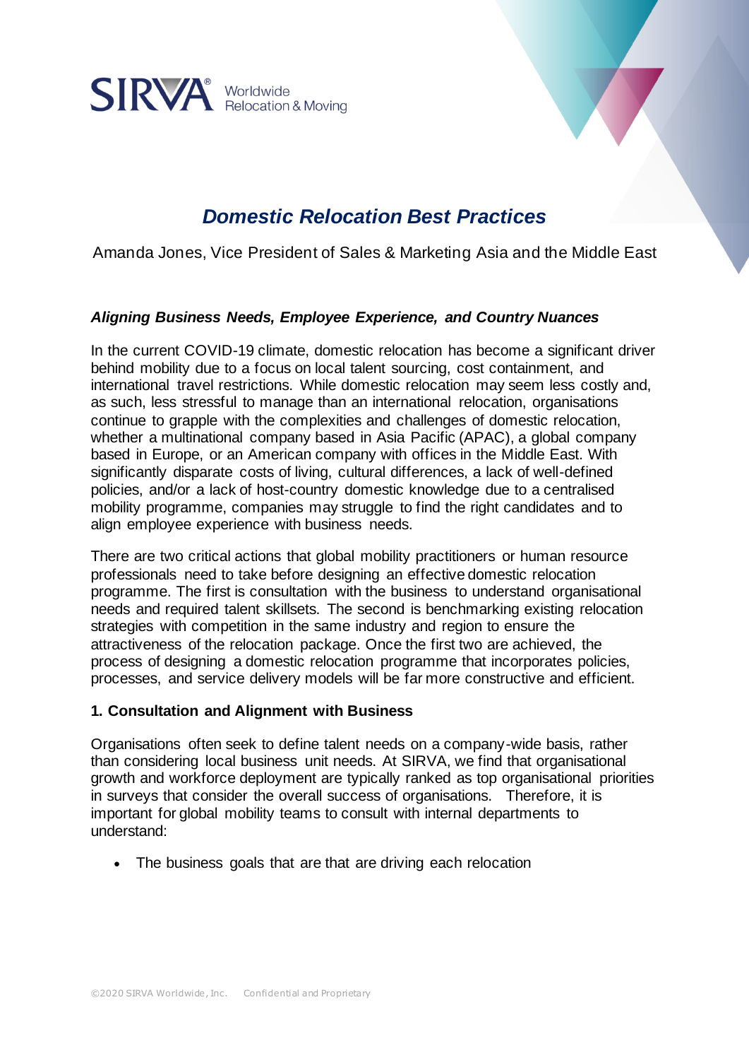# *Domestic Relocation Best Practices*

Amanda Jones, Vice President of Sales & Marketing Asia and the Middle East

### *Aligning Business Needs, Employee Experience, and Country Nuances*

In the current COVID-19 climate, domestic relocation has become a significant driver behind mobility due to a focus on local talent sourcing, cost containment, and international travel restrictions. While domestic relocation may seem less costly and, as such, less stressful to manage than an international relocation, organisations continue to grapple with the complexities and challenges of domestic relocation, whether a multinational company based in Asia Pacific (APAC), a global company based in Europe, or an American company with offices in the Middle East. With significantly disparate costs of living, cultural differences, a lack of well-defined policies, and/or a lack of host-country domestic knowledge due to a centralised mobility programme, companies may struggle to find the right candidates and to align employee experience with business needs.

There are two critical actions that global mobility practitioners or human resource professionals need to take before designing an effective domestic relocation programme. The first is consultation with the business to understand organisational needs and required talent skillsets. The second is benchmarking existing relocation strategies with competition in the same industry and region to ensure the attractiveness of the relocation package. Once the first two are achieved, the process of designing a domestic relocation programme that incorporates policies, processes, and service delivery models will be far more constructive and efficient.

### 1. Consultation and Alignment with Business

Organisations often seek to define talent needs on a company-wide basis, rather than considering local business unit needs. At SIRVA, we find that organisational growth and workforce deployment are typically ranked as top organisational priorities in surveys that consider the overall success of organisations. Therefore, it is important for global mobility teams to consult with internal departments to understand:

- The business goals that are that are driving each relocation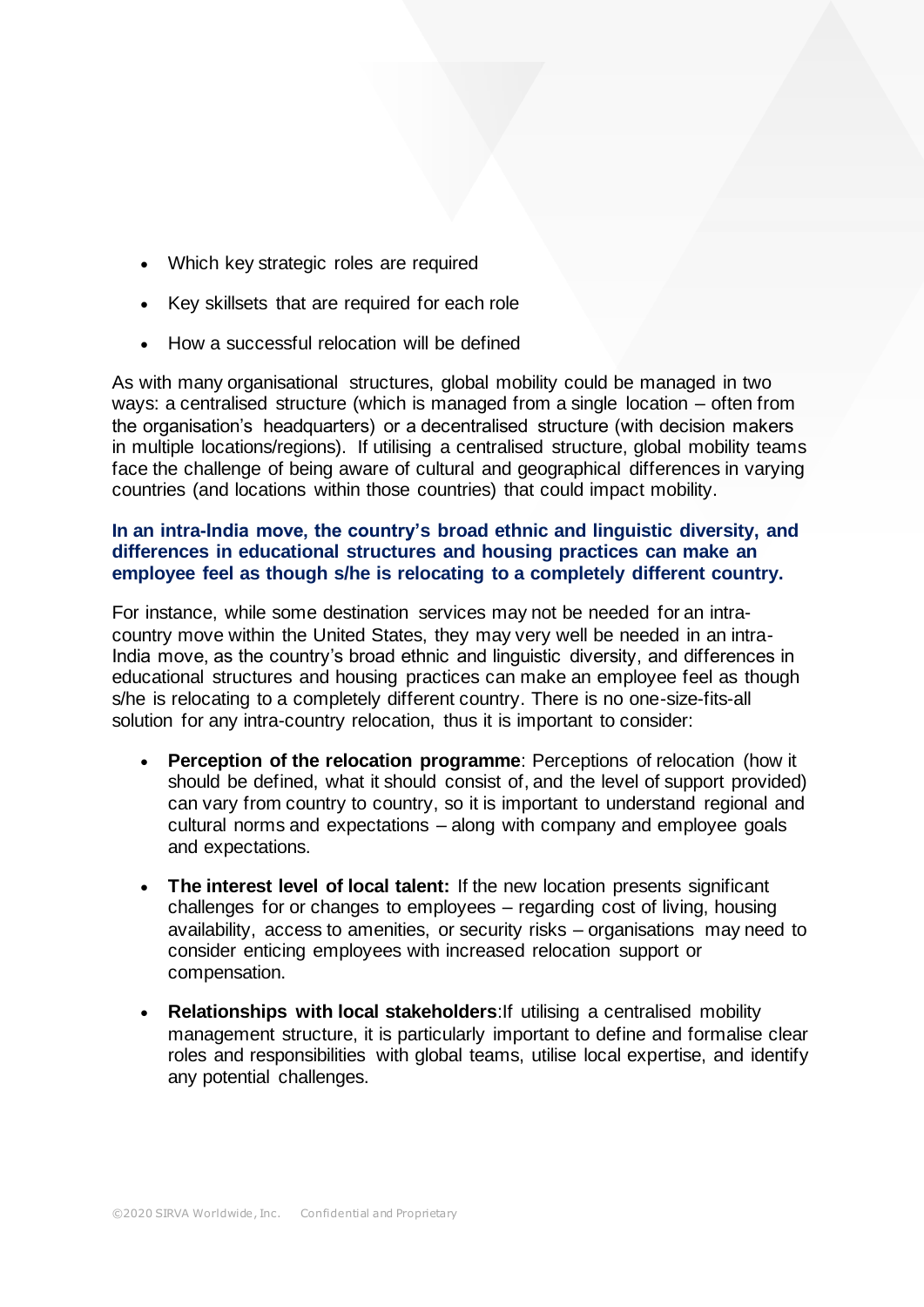- Which key strategic roles are required
- Key skillsets that are required for each role
- How a successful relocation will be defined

As with many organisational structures, global mobility could be managed in two ways: a centralised structure (which is managed from a single location – often from the organisation's headquarters) or a decentralised structure (with decision makers in multiple locations/regions). If utilising a centralised structure, global mobility teams face the challenge of being aware of cultural and geographical differences in varying countries (and locations within those countries) that could impact mobility.

**In an intra-India move, the country's broad ethnic and linguistic diversity, and differences in educational structures and housing practices can make an employee feel as though s/he is relocating to a completely different country.**

For instance, while some destination services may not be needed for an intra-country move within the United States, they may very well be needed in an intra-India move, as the country's broad ethnic and linguistic diversity, and differences in educational structures and housing practices can make an employee feel as though s/he is relocating to a completely different country. There is no one-size-fits-all solution for any intra-country relocation, thus it is important to consider:

- **Perception of the relocation programme**: Perceptions of relocation (how it should be defined, what it should consist of, and the level of support provided) can vary from country to country, so it is important to understand regional and cultural norms and expectations – along with company and employee goals and expectations.
- **The interest level of local talent:** If the new location presents significant challenges for or changes to employees – regarding cost of living, housing availability, access to amenities, or security risks – organisations may need to consider enticing employees with increased relocation support or compensation.
- **Relationships with local stakeholders**:If utilising a centralised mobility management structure, it is particularly important to define and formalise clear roles and responsibilities with global teams, utilise local expertise, and identify any potential challenges.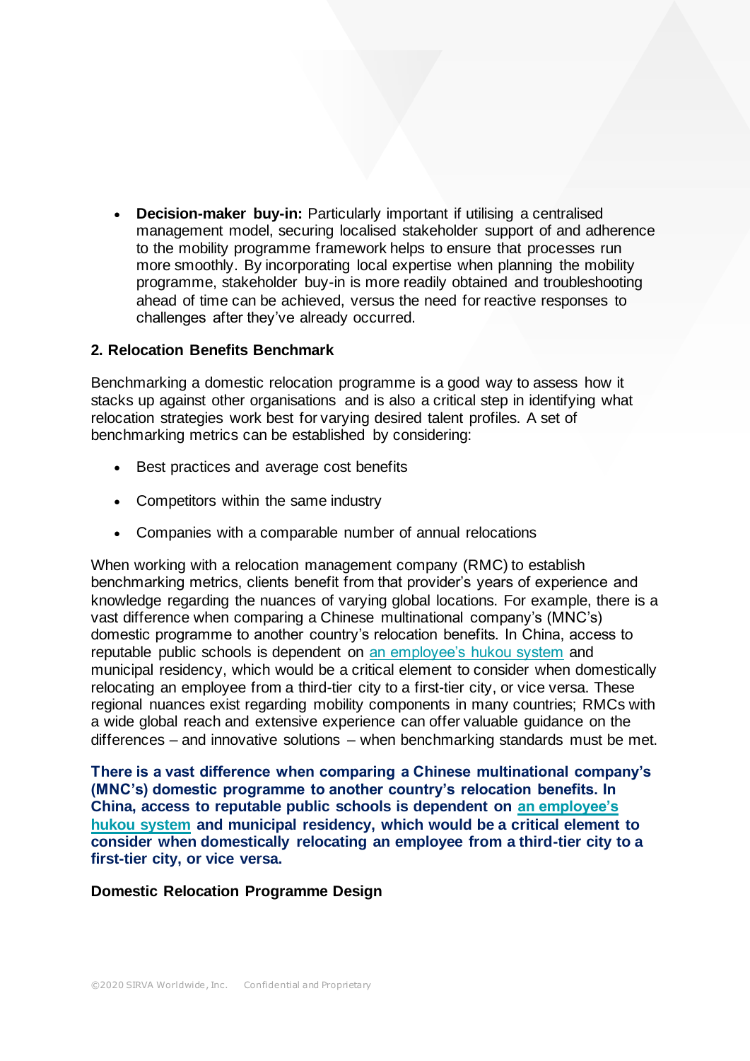- **Decision-maker buy-in:** Particularly important if utilising a centralised management model, securing localised stakeholder support of and adherence to the mobility programme framework helps to ensure that processes run more smoothly. By incorporating local expertise when planning the mobility programme, stakeholder buy-in is more readily obtained and troubleshooting ahead of time can be achieved, versus the need for reactive responses to challenges after they've already occurred.

### 2. Relocation Benefits Benchmark

Benchmarking a domestic relocation programme is a good way to assess how it stacks up against other organisations and is also a critical step in identifying what relocation strategies work best for varying desired talent profiles. A set of benchmarking metrics can be established by considering:

- Best practices and average cost benefits
- Competitors within the same industry
- Companies with a comparable number of annual relocations

When working with a relocation management company (RMC) to establish benchmarking metrics, clients benefit from that provider's years of experience and knowledge regarding the nuances of varying global locations. For example, there is a vast difference when comparing a Chinese multinational company's (MNC's) domestic programme to another country's relocation benefits. In China, access to reputable public schools is dependent on an employee's hukou system and municipal residency, which would be a critical element to consider when domestically relocating an employee from a third-tier city to a first-tier city, or vice versa. These regional nuances exist regarding mobility components in many countries; RMCs with a wide global reach and extensive experience can offer valuable guidance on the differences – and innovative solutions – when benchmarking standards must be met.

**There is a vast difference when comparing a Chinese multinational company's (MNC's) domestic programme to another country's relocation benefits. In China, access to reputable public schools is dependent on an employee's hukou system and municipal residency, which would be a critical element to consider when domestically relocating an employee from a third-tier city to a first-tier city, or vice versa.**

### Domestic Relocation Programme Design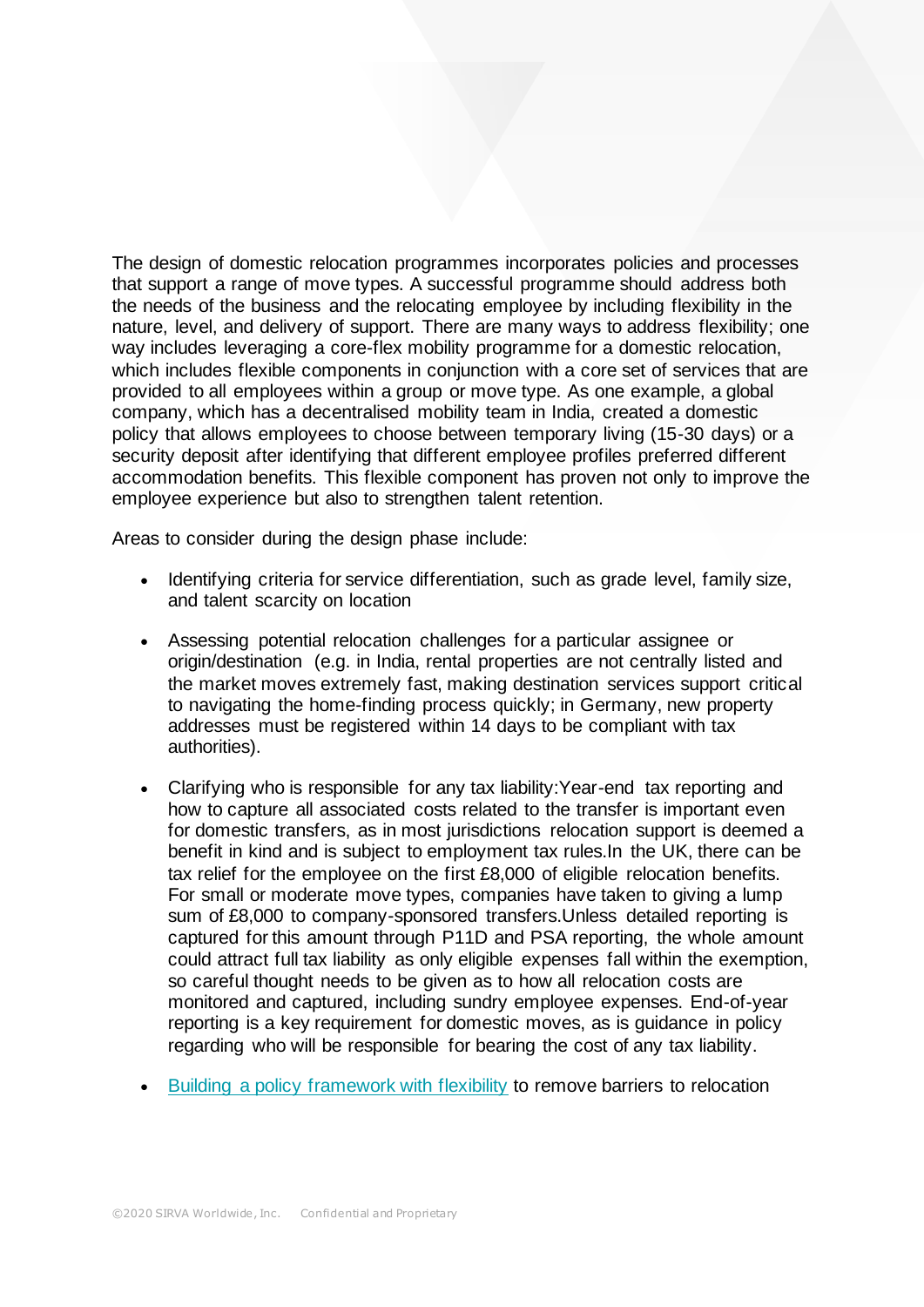The design of domestic relocation programmes incorporates policies and processes that support a range of move types. A successful programme should address both the needs of the business and the relocating employee by including flexibility in the nature, level, and delivery of support. There are many ways to address flexibility; one way includes leveraging a core-flex mobility programme for a domestic relocation, which includes flexible components in conjunction with a core set of services that are provided to all employees within a group or move type. As one example, a global company, which has a decentralised mobility team in India, created a domestic policy that allows employees to choose between temporary living (15-30 days) or a security deposit after identifying that different employee profiles preferred different accommodation benefits. This flexible component has proven not only to improve the employee experience but also to strengthen talent retention.

Areas to consider during the design phase include:

- Identifying criteria for service differentiation, such as grade level, family size, and talent scarcity on location
- Assessing potential relocation challenges for a particular assignee or origin/destination (e.g. in India, rental properties are not centrally listed and the market moves extremely fast, making destination services support critical to navigating the home-finding process quickly; in Germany, new property addresses must be registered within 14 days to be compliant with tax authorities).
- Clarifying who is responsible for any tax liability:Year-end tax reporting and how to capture all associated costs related to the transfer is important even for domestic transfers, as in most jurisdictions relocation support is deemed a benefit in kind and is subject to employment tax rules.In the UK, there can be tax relief for the employee on the first £8,000 of eligible relocation benefits. For small or moderate move types, companies have taken to giving a lump sum of £8,000 to company-sponsored transfers.Unless detailed reporting is captured for this amount through P11D and PSA reporting, the whole amount could attract full tax liability as only eligible expenses fall within the exemption, so careful thought needs to be given as to how all relocation costs are monitored and captured, including sundry employee expenses. End-of-year reporting is a key requirement for domestic moves, as is guidance in policy regarding who will be responsible for bearing the cost of any tax liability.
- Building a policy framework with flexibility to remove barriers to relocation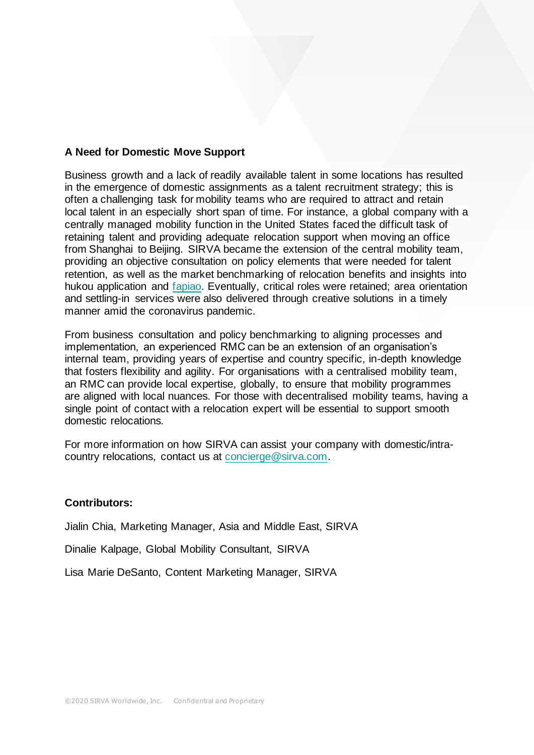## A Need for Domestic Move Support

Business growth and a lack of readily available talent in some locations has resulted in the emergence of domestic assignments as a talent recruitment strategy; this is often a challenging task for mobility teams who are required to attract and retain local talent in an especially short span of time. For instance, a global company with a centrally managed mobility function in the United States faced the difficult task of retaining talent and providing adequate relocation support when moving an office from Shanghai to Beijing. SIRVA became the extension of the central mobility team, providing an objective consultation on policy elements that were needed for talent retention, as well as the market benchmarking of relocation benefits and insights into hukou application and fapiao. Eventually, critical roles were retained; area orientation and settling-in services were also delivered through creative solutions in a timely manner amid the coronavirus pandemic.

From business consultation and policy benchmarking to aligning processes and implementation, an experienced RMC can be an extension of an organisation's internal team, providing years of expertise and country specific, in-depth knowledge that fosters flexibility and agility. For organisations with a centralised mobility team, an RMC can provide local expertise, globally, to ensure that mobility programmes are aligned with local nuances. For those with decentralised mobility teams, having a single point of contact with a relocation expert will be essential to support smooth domestic relocations.

For more information on how SIRVA can assist your company with domestic/intra-country relocations, contact us at concierge@sirva.com.

**Contributors:**

Jialin Chia, Marketing Manager, Asia and Middle East, SIRVA

Dinalie Kalpage, Global Mobility Consultant, SIRVA

Lisa Marie DeSanto, Content Marketing Manager, SIRVA